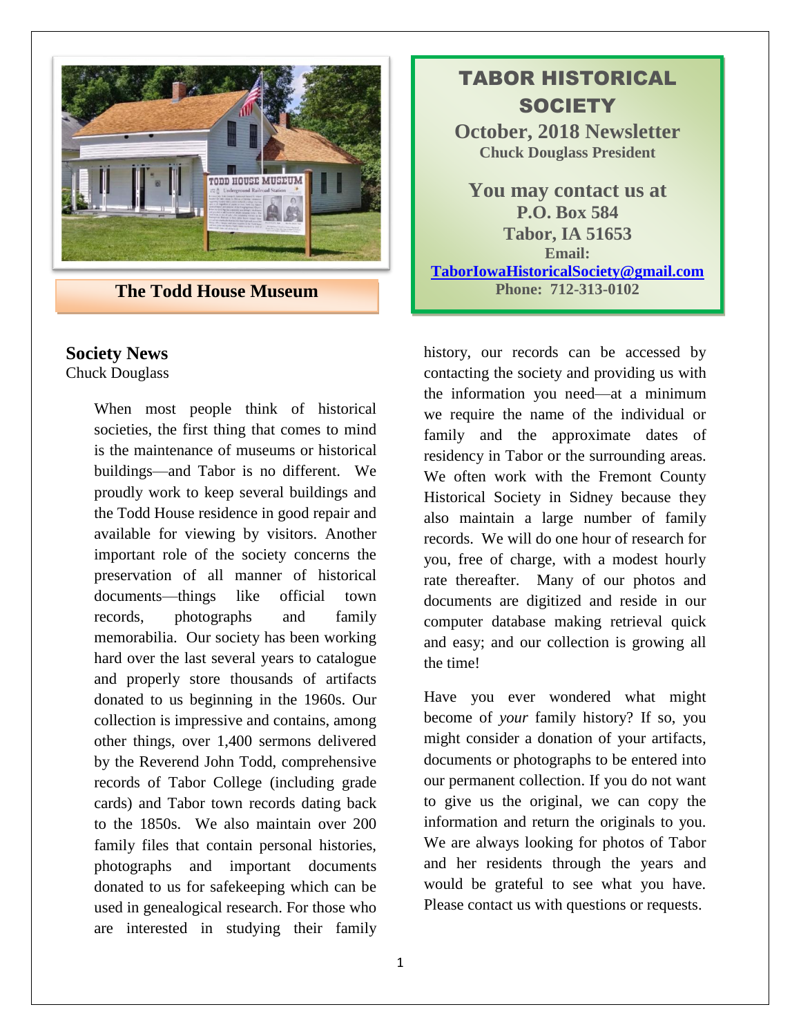The Todd House Museum

# TABOR HISTORICAL SOCIETY

## October, 2018 Newsletter

**Chuck Douglass President**

**You may contact us at**
**P.O. Box 584**
**Tabor, IA 51653**
**Email:**
**TaborIowaHistoricalSociety@gmail.com**
**Phone: 712-313-0102**

## Society News

Chuck Douglass

When most people think of historical societies, the first thing that comes to mind is the maintenance of museums or historical buildings—and Tabor is no different. We proudly work to keep several buildings and the Todd House residence in good repair and available for viewing by visitors. Another important role of the society concerns the preservation of all manner of historical documents—things like official town records, photographs and family memorabilia. Our society has been working hard over the last several years to catalogue and properly store thousands of artifacts donated to us beginning in the 1960s. Our collection is impressive and contains, among other things, over 1,400 sermons delivered by the Reverend John Todd, comprehensive records of Tabor College (including grade cards) and Tabor town records dating back to the 1850s. We also maintain over 200 family files that contain personal histories, photographs and important documents donated to us for safekeeping which can be used in genealogical research. For those who are interested in studying their family history, our records can be accessed by contacting the society and providing us with the information you need—at a minimum we require the name of the individual or family and the approximate dates of residency in Tabor or the surrounding areas. We often work with the Fremont County Historical Society in Sidney because they also maintain a large number of family records. We will do one hour of research for you, free of charge, with a modest hourly rate thereafter. Many of our photos and documents are digitized and reside in our computer database making retrieval quick and easy; and our collection is growing all the time!

Have you ever wondered what might become of *your* family history? If so, you might consider a donation of your artifacts, documents or photographs to be entered into our permanent collection. If you do not want to give us the original, we can copy the information and return the originals to you. We are always looking for photos of Tabor and her residents through the years and would be grateful to see what you have. Please contact us with questions or requests.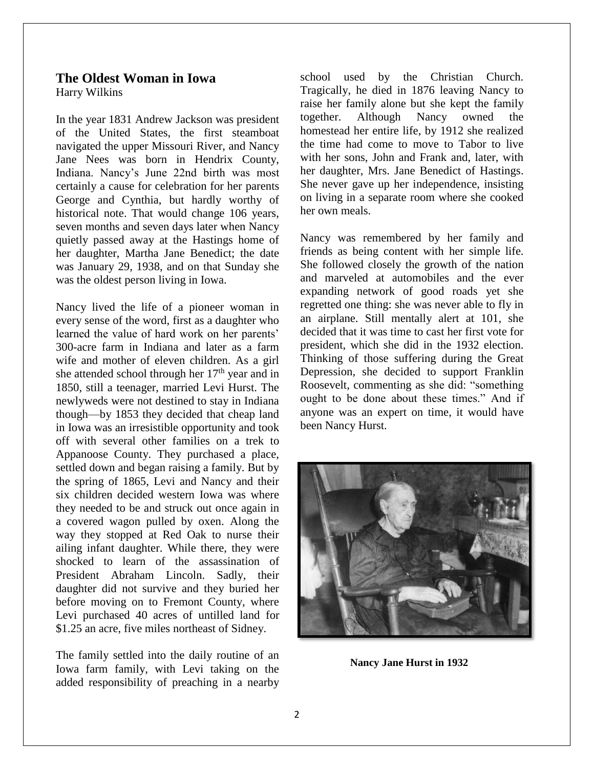## The Oldest Woman in Iowa

Harry Wilkins

In the year 1831 Andrew Jackson was president of the United States, the first steamboat navigated the upper Missouri River, and Nancy Jane Nees was born in Hendrix County, Indiana. Nancy's June 22nd birth was most certainly a cause for celebration for her parents George and Cynthia, but hardly worthy of historical note. That would change 106 years, seven months and seven days later when Nancy quietly passed away at the Hastings home of her daughter, Martha Jane Benedict; the date was January 29, 1938, and on that Sunday she was the oldest person living in Iowa.

Nancy lived the life of a pioneer woman in every sense of the word, first as a daughter who learned the value of hard work on her parents' 300-acre farm in Indiana and later as a farm wife and mother of eleven children. As a girl she attended school through her 17th year and in 1850, still a teenager, married Levi Hurst. The newlyweds were not destined to stay in Indiana though—by 1853 they decided that cheap land in Iowa was an irresistible opportunity and took off with several other families on a trek to Appanoose County. They purchased a place, settled down and began raising a family. But by the spring of 1865, Levi and Nancy and their six children decided western Iowa was where they needed to be and struck out once again in a covered wagon pulled by oxen. Along the way they stopped at Red Oak to nurse their ailing infant daughter. While there, they were shocked to learn of the assassination of President Abraham Lincoln. Sadly, their daughter did not survive and they buried her before moving on to Fremont County, where Levi purchased 40 acres of untilled land for $1.25 an acre, five miles northeast of Sidney.

The family settled into the daily routine of an Iowa farm family, with Levi taking on the added responsibility of preaching in a nearby school used by the Christian Church. Tragically, he died in 1876 leaving Nancy to raise her family alone but she kept the family together. Although Nancy owned the homestead her entire life, by 1912 she realized the time had come to move to Tabor to live with her sons, John and Frank and, later, with her daughter, Mrs. Jane Benedict of Hastings. She never gave up her independence, insisting on living in a separate room where she cooked her own meals.

Nancy was remembered by her family and friends as being content with her simple life. She followed closely the growth of the nation and marveled at automobiles and the ever expanding network of good roads yet she regretted one thing: she was never able to fly in an airplane. Still mentally alert at 101, she decided that it was time to cast her first vote for president, which she did in the 1932 election. Thinking of those suffering during the Great Depression, she decided to support Franklin Roosevelt, commenting as she did: "something ought to be done about these times." And if anyone was an expert on time, it would have been Nancy Hurst.

**Nancy Jane Hurst in 1932**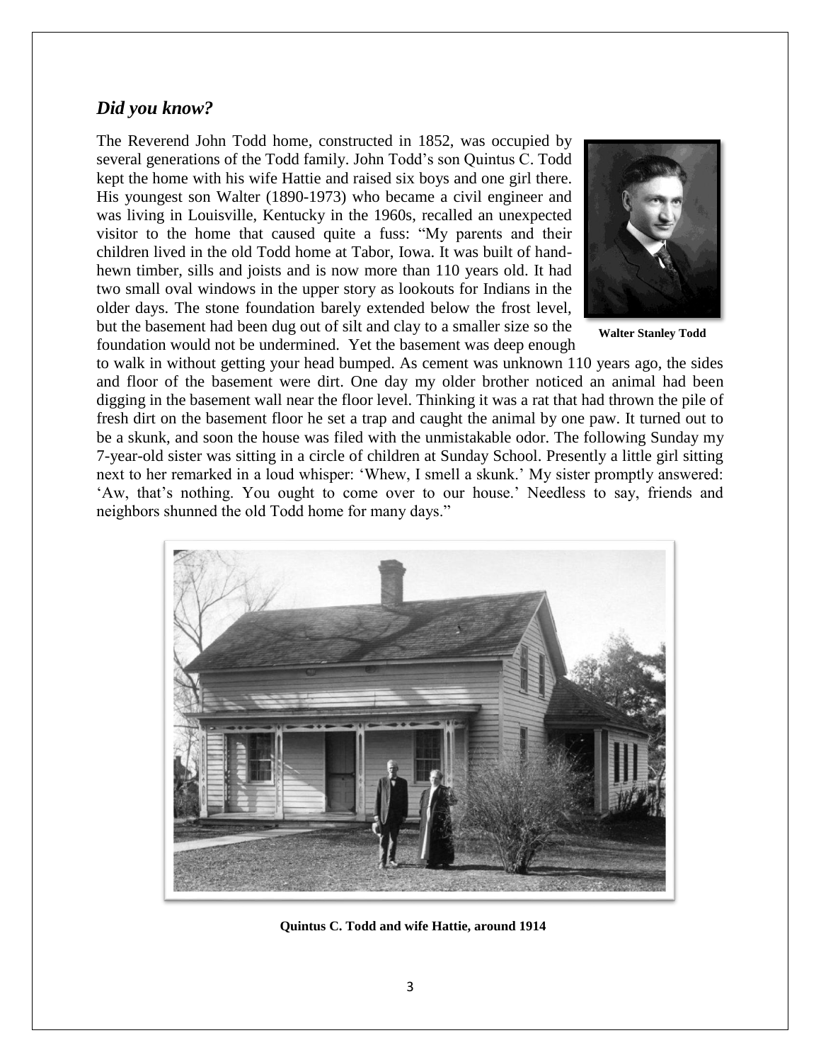## *Did you know?*

The Reverend John Todd home, constructed in 1852, was occupied by several generations of the Todd family. John Todd's son Quintus C. Todd kept the home with his wife Hattie and raised six boys and one girl there. His youngest son Walter (1890-1973) who became a civil engineer and was living in Louisville, Kentucky in the 1960s, recalled an unexpected visitor to the home that caused quite a fuss: "My parents and their children lived in the old Todd home at Tabor, Iowa. It was built of hand-hewn timber, sills and joists and is now more than 110 years old. It had two small oval windows in the upper story as lookouts for Indians in the older days. The stone foundation barely extended below the frost level, but the basement had been dug out of silt and clay to a smaller size so the foundation would not be undermined. Yet the basement was deep enough to walk in without getting your head bumped. As cement was unknown 110 years ago, the sides and floor of the basement were dirt. One day my older brother noticed an animal had been digging in the basement wall near the floor level. Thinking it was a rat that had thrown the pile of fresh dirt on the basement floor he set a trap and caught the animal by one paw. It turned out to be a skunk, and soon the house was filed with the unmistakable odor. The following Sunday my 7-year-old sister was sitting in a circle of children at Sunday School. Presently a little girl sitting next to her remarked in a loud whisper: 'Whew, I smell a skunk.' My sister promptly answered: 'Aw, that's nothing. You ought to come over to our house.' Needless to say, friends and neighbors shunned the old Todd home for many days."

**Walter Stanley Todd**

**Quintus C. Todd and wife Hattie, around 1914**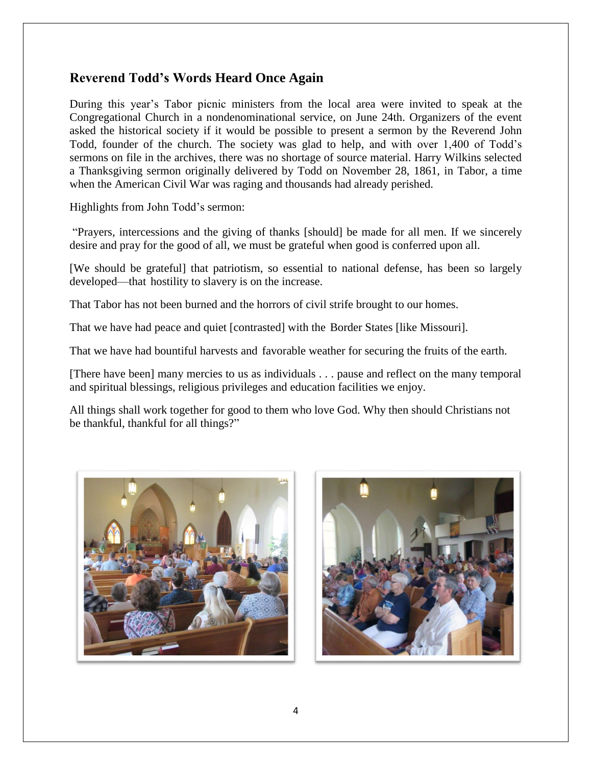## Reverend Todd's Words Heard Once Again

During this year's Tabor picnic ministers from the local area were invited to speak at the Congregational Church in a nondenominational service, on June 24th. Organizers of the event asked the historical society if it would be possible to present a sermon by the Reverend John Todd, founder of the church. The society was glad to help, and with over 1,400 of Todd's sermons on file in the archives, there was no shortage of source material. Harry Wilkins selected a Thanksgiving sermon originally delivered by Todd on November 28, 1861, in Tabor, a time when the American Civil War was raging and thousands had already perished.

Highlights from John Todd's sermon:

"Prayers, intercessions and the giving of thanks [should] be made for all men. If we sincerely desire and pray for the good of all, we must be grateful when good is conferred upon all.

[We should be grateful] that patriotism, so essential to national defense, has been so largely developed—that hostility to slavery is on the increase.

That Tabor has not been burned and the horrors of civil strife brought to our homes.

That we have had peace and quiet [contrasted] with the Border States [like Missouri].

That we have had bountiful harvests and favorable weather for securing the fruits of the earth.

[There have been] many mercies to us as individuals . . . pause and reflect on the many temporal and spiritual blessings, religious privileges and education facilities we enjoy.

All things shall work together for good to them who love God. Why then should Christians not be thankful, thankful for all things?"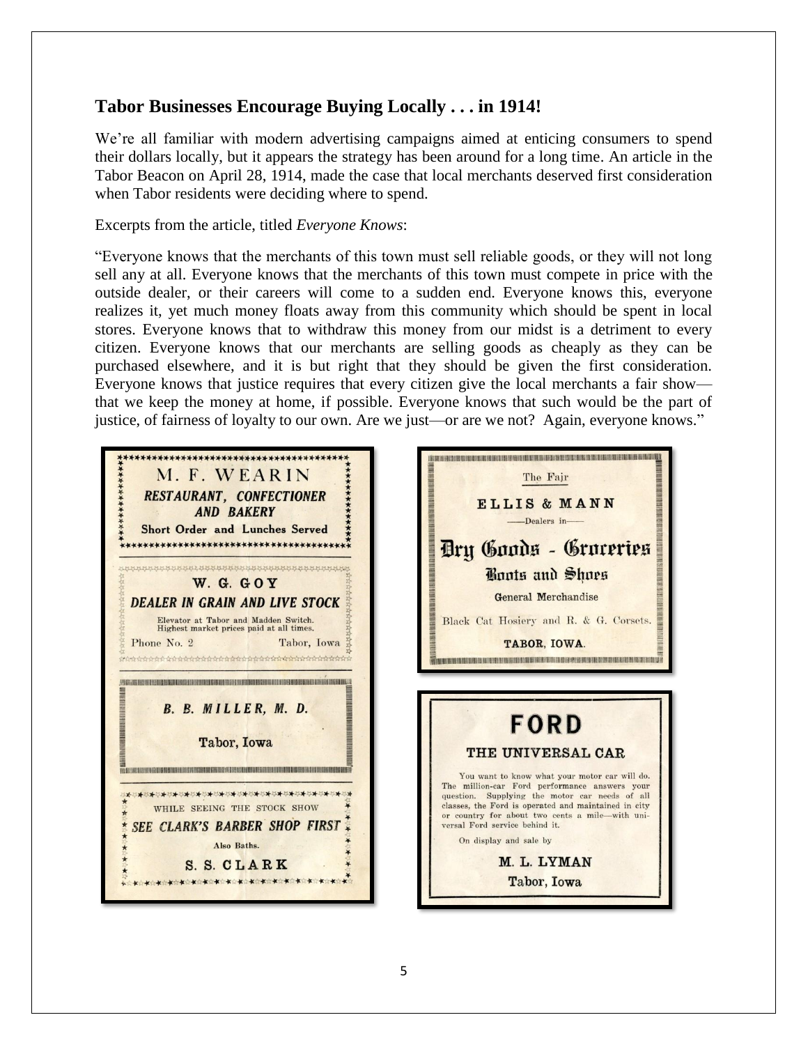## Tabor Businesses Encourage Buying Locally . . . in 1914!

We're all familiar with modern advertising campaigns aimed at enticing consumers to spend their dollars locally, but it appears the strategy has been around for a long time. An article in the Tabor Beacon on April 28, 1914, made the case that local merchants deserved first consideration when Tabor residents were deciding where to spend.

Excerpts from the article, titled *Everyone Knows*:

"Everyone knows that the merchants of this town must sell reliable goods, or they will not long sell any at all. Everyone knows that the merchants of this town must compete in price with the outside dealer, or their careers will come to a sudden end. Everyone knows this, everyone realizes it, yet much money floats away from this community which should be spent in local stores. Everyone knows that to withdraw this money from our midst is a detriment to every citizen. Everyone knows that our merchants are selling goods as cheaply as they can be purchased elsewhere, and it is but right that they should be given the first consideration. Everyone knows that justice requires that every citizen give the local merchants a fair show—that we keep the money at home, if possible. Everyone knows that such would be the part of justice, of fairness of loyalty to our own. Are we just—or are we not? Again, everyone knows."

M. F. WEARIN
**RESTAURANT, CONFECTIONER AND BAKERY**
**Short Order and Lunches Served**

W. G. GOY
**DEALER IN GRAIN AND LIVE STOCK**
Elevator at Tabor and Madden Switch.
Highest market prices paid at all times.
Phone No. 2 Tabor, Iowa

**B. B. MILLER, M. D.**
Tabor, Iowa

WHILE SEEING THE STOCK SHOW
**SEE CLARK'S BARBER SHOP FIRST**
Also Baths.
S. S. CLARK

The Fair
ELLIS & MANN
—Dealers in—
**Dry Goods - Groceries**
Boots and Shoes
General Merchandise
Black Cat Hosiery and R. & G. Corsets.
TABOR, IOWA.

**FORD**
**THE UNIVERSAL CAR**

You want to know what your motor car will do. The million-car Ford performance answers your question. Supplying the motor car needs of all classes, the Ford is operated and maintained in city or country for about two cents a mile—with universal Ford service behind it.

On display and sale by

M. L. LYMAN
Tabor, Iowa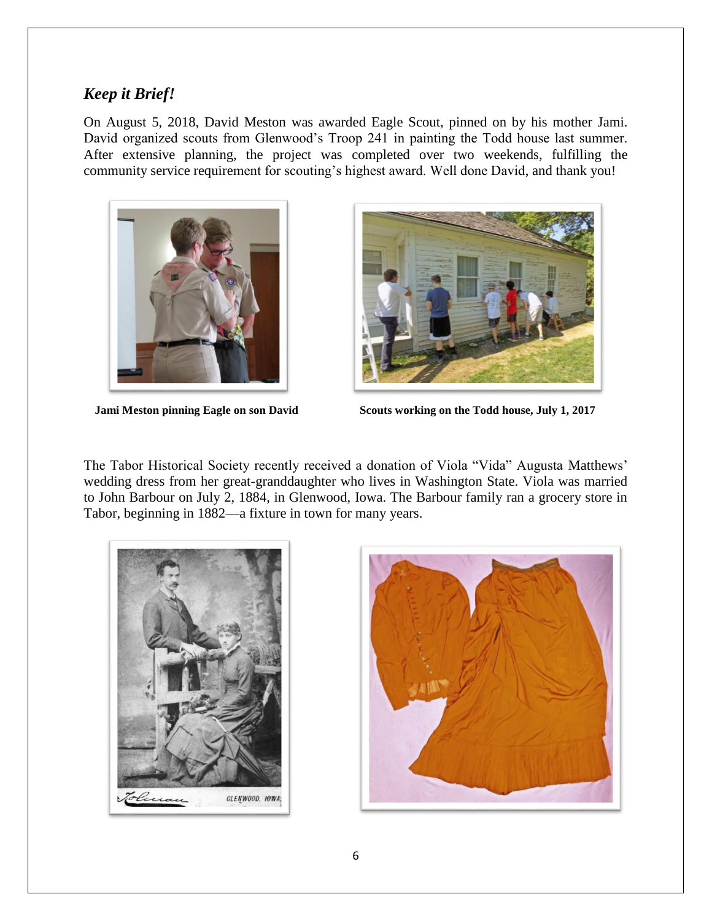## *Keep it Brief!*

On August 5, 2018, David Meston was awarded Eagle Scout, pinned on by his mother Jami. David organized scouts from Glenwood's Troop 241 in painting the Todd house last summer. After extensive planning, the project was completed over two weekends, fulfilling the community service requirement for scouting's highest award. Well done David, and thank you!

**Jami Meston pinning Eagle on son David**

**Scouts working on the Todd house, July 1, 2017**

The Tabor Historical Society recently received a donation of Viola "Vida" Augusta Matthews' wedding dress from her great-granddaughter who lives in Washington State. Viola was married to John Barbour on July 2, 1884, in Glenwood, Iowa. The Barbour family ran a grocery store in Tabor, beginning in 1882—a fixture in town for many years.